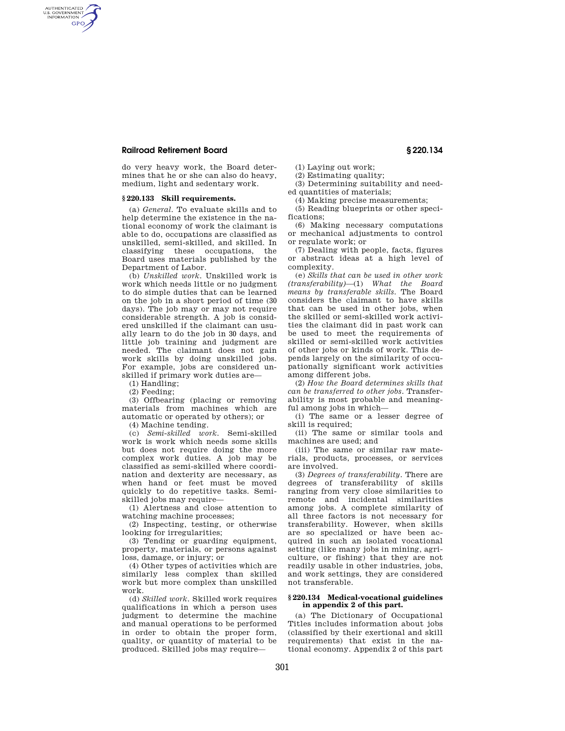do very heavy work, the Board determines that he or she can also do heavy, medium, light and sedentary work.

### § 220.133 Skill requirements.

(a) *General.* To evaluate skills and to help determine the existence in the national economy of work the claimant is able to do, occupations are classified as unskilled, semi-skilled, and skilled. In classifying these occupations, the Board uses materials published by the Department of Labor.

(b) *Unskilled work.* Unskilled work is work which needs little or no judgment to do simple duties that can be learned on the job in a short period of time (30 days). The job may or may not require considerable strength. A job is considered unskilled if the claimant can usually learn to do the job in 30 days, and little job training and judgment are needed. The claimant does not gain work skills by doing unskilled jobs. For example, jobs are considered unskilled if primary work duties are—

(1) Handling;

(2) Feeding;

(3) Offbearing (placing or removing materials from machines which are automatic or operated by others); or

(4) Machine tending.

(c) *Semi-skilled work.* Semi-skilled work is work which needs some skills but does not require doing the more complex work duties. A job may be classified as semi-skilled where coordination and dexterity are necessary, as when hand or feet must be moved quickly to do repetitive tasks. Semi-skilled jobs may require—

(1) Alertness and close attention to watching machine processes;

(2) Inspecting, testing, or otherwise looking for irregularities;

(3) Tending or guarding equipment, property, materials, or persons against loss, damage, or injury; or

(4) Other types of activities which are similarly less complex than skilled work but more complex than unskilled work.

(d) *Skilled work.* Skilled work requires qualifications in which a person uses judgment to determine the machine and manual operations to be performed in order to obtain the proper form, quality, or quantity of material to be produced. Skilled jobs may require—

(1) Laying out work;

(2) Estimating quality;

(3) Determining suitability and needed quantities of materials;

(4) Making precise measurements;

(5) Reading blueprints or other specifications;

(6) Making necessary computations or mechanical adjustments to control or regulate work; or

(7) Dealing with people, facts, figures or abstract ideas at a high level of complexity.

(e) *Skills that can be used in other work (transferability)*—(1) *What the Board means by transferable skills.* The Board considers the claimant to have skills that can be used in other jobs, when the skilled or semi-skilled work activities the claimant did in past work can be used to meet the requirements of skilled or semi-skilled work activities of other jobs or kinds of work. This depends largely on the similarity of occupationally significant work activities among different jobs.

(2) *How the Board determines skills that can be transferred to other jobs.* Transferability is most probable and meaningful among jobs in which—

(i) The same or a lesser degree of skill is required;

(ii) The same or similar tools and machines are used; and

(iii) The same or similar raw materials, products, processes, or services are involved.

(3) *Degrees of transferability.* There are degrees of transferability of skills ranging from very close similarities to remote and incidental similarities among jobs. A complete similarity of all three factors is not necessary for transferability. However, when skills are so specialized or have been acquired in such an isolated vocational setting (like many jobs in mining, agriculture, or fishing) that they are not readily usable in other industries, jobs, and work settings, they are considered not transferable.

### § 220.134 Medical-vocational guidelines in appendix 2 of this part.

(a) The Dictionary of Occupational Titles includes information about jobs (classified by their exertional and skill requirements) that exist in the national economy. Appendix 2 of this part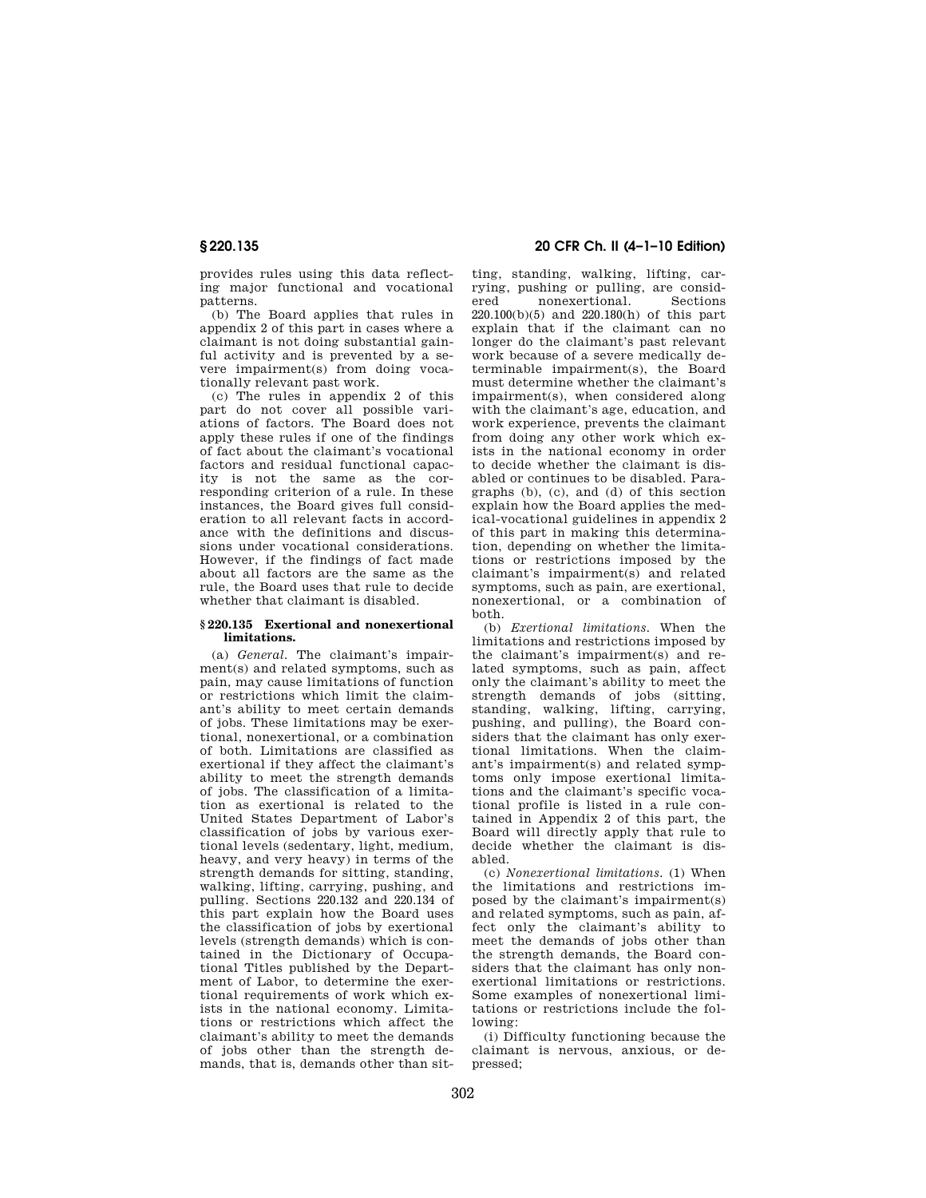provides rules using this data reflecting major functional and vocational patterns.

(b) The Board applies that rules in appendix 2 of this part in cases where a claimant is not doing substantial gainful activity and is prevented by a severe impairment(s) from doing vocationally relevant past work.

(c) The rules in appendix 2 of this part do not cover all possible variations of factors. The Board does not apply these rules if one of the findings of fact about the claimant's vocational factors and residual functional capacity is not the same as the corresponding criterion of a rule. In these instances, the Board gives full consideration to all relevant facts in accordance with the definitions and discussions under vocational considerations. However, if the findings of fact made about all factors are the same as the rule, the Board uses that rule to decide whether that claimant is disabled.

### § 220.135 Exertional and nonexertional limitations.

(a) *General.* The claimant's impairment(s) and related symptoms, such as pain, may cause limitations of function or restrictions which limit the claimant's ability to meet certain demands of jobs. These limitations may be exertional, nonexertional, or a combination of both. Limitations are classified as exertional if they affect the claimant's ability to meet the strength demands of jobs. The classification of a limitation as exertional is related to the United States Department of Labor's classification of jobs by various exertional levels (sedentary, light, medium, heavy, and very heavy) in terms of the strength demands for sitting, standing, walking, lifting, carrying, pushing, and pulling. Sections 220.132 and 220.134 of this part explain how the Board uses the classification of jobs by exertional levels (strength demands) which is contained in the Dictionary of Occupational Titles published by the Department of Labor, to determine the exertional requirements of work which exists in the national economy. Limitations or restrictions which affect the claimant's ability to meet the demands of jobs other than the strength demands, that is, demands other than sitting, standing, walking, lifting, carrying, pushing or pulling, are considered nonexertional. Sections 220.100(b)(5) and 220.180(h) of this part explain that if the claimant can no longer do the claimant's past relevant work because of a severe medically determinable impairment(s), the Board must determine whether the claimant's impairment(s), when considered along with the claimant's age, education, and work experience, prevents the claimant from doing any other work which exists in the national economy in order to decide whether the claimant is disabled or continues to be disabled. Paragraphs (b), (c), and (d) of this section explain how the Board applies the medical-vocational guidelines in appendix 2 of this part in making this determination, depending on whether the limitations or restrictions imposed by the claimant's impairment(s) and related symptoms, such as pain, are exertional, nonexertional, or a combination of both.

(b) *Exertional limitations.* When the limitations and restrictions imposed by the claimant's impairment(s) and related symptoms, such as pain, affect only the claimant's ability to meet the strength demands of jobs (sitting, standing, walking, lifting, carrying, pushing, and pulling), the Board considers that the claimant has only exertional limitations. When the claimant's impairment(s) and related symptoms only impose exertional limitations and the claimant's specific vocational profile is listed in a rule contained in Appendix 2 of this part, the Board will directly apply that rule to decide whether the claimant is disabled.

(c) *Nonexertional limitations.* (1) When the limitations and restrictions imposed by the claimant's impairment(s) and related symptoms, such as pain, affect only the claimant's ability to meet the demands of jobs other than the strength demands, the Board considers that the claimant has only nonexertional limitations or restrictions. Some examples of nonexertional limitations or restrictions include the following:

(i) Difficulty functioning because the claimant is nervous, anxious, or depressed;